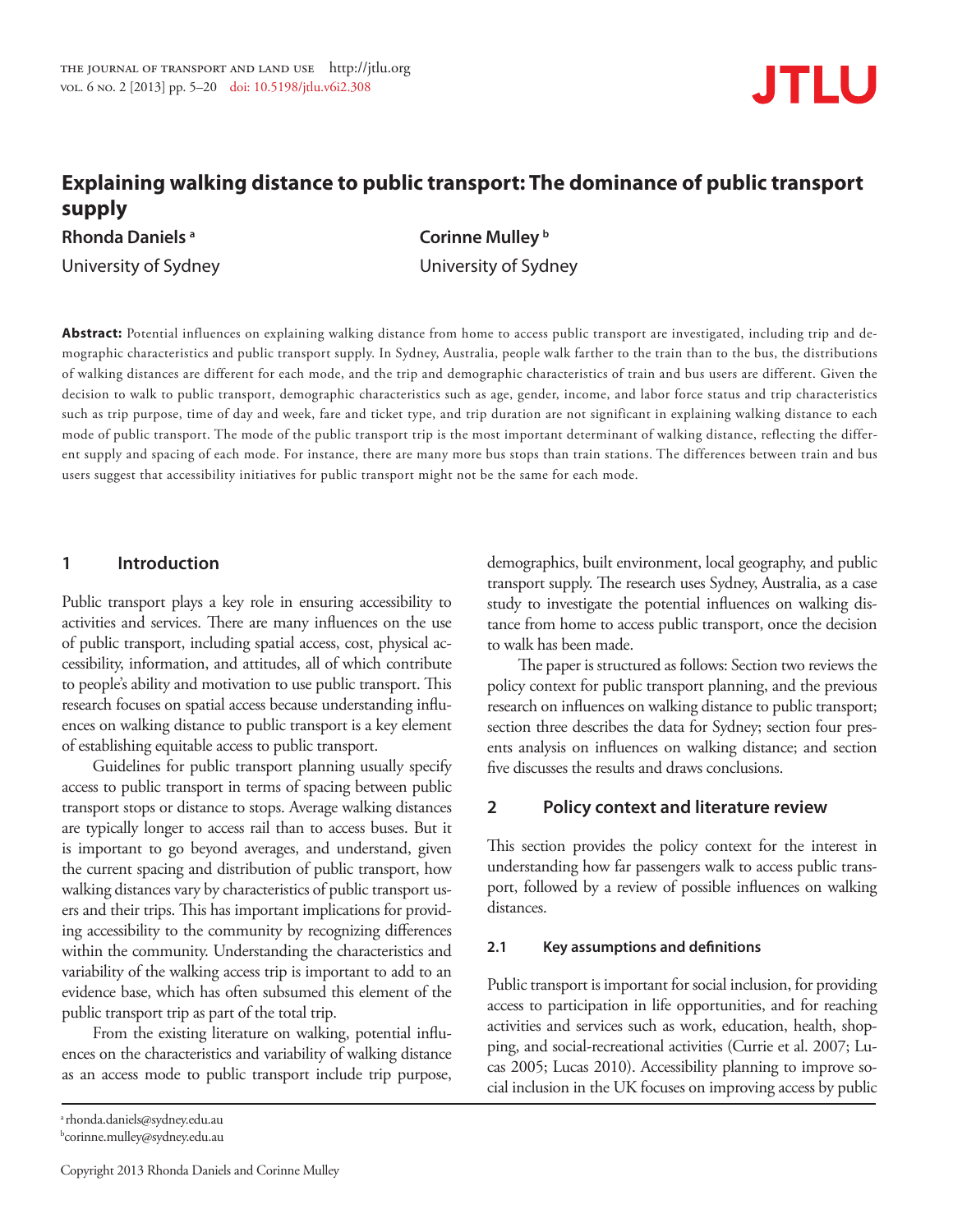# Explaining walking distance to public transport: The dominance of public transport supply

**Rhonda Daniels** [a]
University of Sydney

**Corinne Mulley** [b]
University of Sydney

**Abstract:** Potential influences on explaining walking distance from home to access public transport are investigated, including trip and demographic characteristics and public transport supply. In Sydney, Australia, people walk farther to the train than to the bus, the distributions of walking distances are different for each mode, and the trip and demographic characteristics of train and bus users are different. Given the decision to walk to public transport, demographic characteristics such as age, gender, income, and labor force status and trip characteristics such as trip purpose, time of day and week, fare and ticket type, and trip duration are not significant in explaining walking distance to each mode of public transport. The mode of the public transport trip is the most important determinant of walking distance, reflecting the different supply and spacing of each mode. For instance, there are many more bus stops than train stations. The differences between train and bus users suggest that accessibility initiatives for public transport might not be the same for each mode.

## 1 Introduction

Public transport plays a key role in ensuring accessibility to activities and services. There are many influences on the use of public transport, including spatial access, cost, physical accessibility, information, and attitudes, all of which contribute to people's ability and motivation to use public transport. This research focuses on spatial access because understanding influences on walking distance to public transport is a key element of establishing equitable access to public transport.

Guidelines for public transport planning usually specify access to public transport in terms of spacing between public transport stops or distance to stops. Average walking distances are typically longer to access rail than to access buses. But it is important to go beyond averages, and understand, given the current spacing and distribution of public transport, how walking distances vary by characteristics of public transport users and their trips. This has important implications for providing accessibility to the community by recognizing differences within the community. Understanding the characteristics and variability of the walking access trip is important to add to an evidence base, which has often subsumed this element of the public transport trip as part of the total trip.

From the existing literature on walking, potential influences on the characteristics and variability of walking distance as an access mode to public transport include trip purpose, demographics, built environment, local geography, and public transport supply. The research uses Sydney, Australia, as a case study to investigate the potential influences on walking distance from home to access public transport, once the decision to walk has been made.

The paper is structured as follows: Section two reviews the policy context for public transport planning, and the previous research on influences on walking distance to public transport; section three describes the data for Sydney; section four presents analysis on influences on walking distance; and section five discusses the results and draws conclusions.

## 2 Policy context and literature review

This section provides the policy context for the interest in understanding how far passengers walk to access public transport, followed by a review of possible influences on walking distances.

### 2.1 Key assumptions and definitions

Public transport is important for social inclusion, for providing access to participation in life opportunities, and for reaching activities and services such as work, education, health, shopping, and social-recreational activities (Currie et al. 2007; Lucas 2005; Lucas 2010). Accessibility planning to improve social inclusion in the UK focuses on improving access by public

[a] rhonda.daniels@sydney.edu.au
[b] corinne.mulley@sydney.edu.au

Copyright 2013 Rhonda Daniels and Corinne Mulley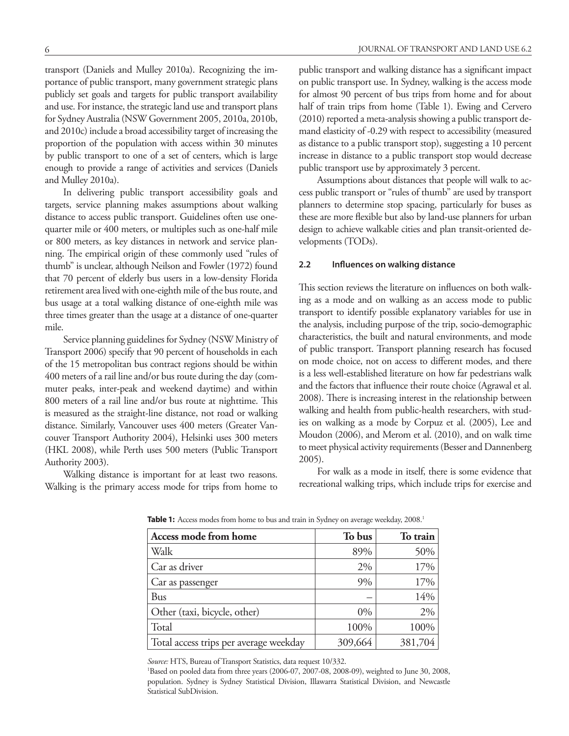transport (Daniels and Mulley 2010a). Recognizing the importance of public transport, many government strategic plans publicly set goals and targets for public transport availability and use. For instance, the strategic land use and transport plans for Sydney Australia (NSW Government 2005, 2010a, 2010b, and 2010c) include a broad accessibility target of increasing the proportion of the population with access within 30 minutes by public transport to one of a set of centers, which is large enough to provide a range of activities and services (Daniels and Mulley 2010a).

In delivering public transport accessibility goals and targets, service planning makes assumptions about walking distance to access public transport. Guidelines often use one-quarter mile or 400 meters, or multiples such as one-half mile or 800 meters, as key distances in network and service planning. The empirical origin of these commonly used "rules of thumb" is unclear, although Neilson and Fowler (1972) found that 70 percent of elderly bus users in a low-density Florida retirement area lived with one-eighth mile of the bus route, and bus usage at a total walking distance of one-eighth mile was three times greater than the usage at a distance of one-quarter mile.

Service planning guidelines for Sydney (NSW Ministry of Transport 2006) specify that 90 percent of households in each of the 15 metropolitan bus contract regions should be within 400 meters of a rail line and/or bus route during the day (commuter peaks, inter-peak and weekend daytime) and within 800 meters of a rail line and/or bus route at nighttime. This is measured as the straight-line distance, not road or walking distance. Similarly, Vancouver uses 400 meters (Greater Vancouver Transport Authority 2004), Helsinki uses 300 meters (HKL 2008), while Perth uses 500 meters (Public Transport Authority 2003).

Walking distance is important for at least two reasons. Walking is the primary access mode for trips from home to public transport and walking distance has a significant impact on public transport use. In Sydney, walking is the access mode for almost 90 percent of bus trips from home and for about half of train trips from home (Table 1). Ewing and Cervero (2010) reported a meta-analysis showing a public transport demand elasticity of -0.29 with respect to accessibility (measured as distance to a public transport stop), suggesting a 10 percent increase in distance to a public transport stop would decrease public transport use by approximately 3 percent.

Assumptions about distances that people will walk to access public transport or "rules of thumb" are used by transport planners to determine stop spacing, particularly for buses as these are more flexible but also by land-use planners for urban design to achieve walkable cities and plan transit-oriented developments (TODs).

### 2.2 Influences on walking distance

This section reviews the literature on influences on both walking as a mode and on walking as an access mode to public transport to identify possible explanatory variables for use in the analysis, including purpose of the trip, socio-demographic characteristics, the built and natural environments, and mode of public transport. Transport planning research has focused on mode choice, not on access to different modes, and there is a less well-established literature on how far pedestrians walk and the factors that influence their route choice (Agrawal et al. 2008). There is increasing interest in the relationship between walking and health from public-health researchers, with studies on walking as a mode by Corpuz et al. (2005), Lee and Moudon (2006), and Merom et al. (2010), and on walk time to meet physical activity requirements (Besser and Dannenberg 2005).

For walk as a mode in itself, there is some evidence that recreational walking trips, which include trips for exercise and

**Table 1:** Access modes from home to bus and train in Sydney on average weekday, 2008.[1]

| Access mode from home | To bus | To train |
|---|---|---|
| Walk | 89% | 50% |
| Car as driver | 2% | 17% |
| Car as passenger | 9% | 17% |
| Bus | – | 14% |
| Other (taxi, bicycle, other) | 0% | 2% |
| Total | 100% | 100% |
| Total access trips per average weekday | 309,664 | 381,704 |

*Source:* HTS, Bureau of Transport Statistics, data request 10/332.

[1]Based on pooled data from three years (2006-07, 2007-08, 2008-09), weighted to June 30, 2008, population. Sydney is Sydney Statistical Division, Illawarra Statistical Division, and Newcastle Statistical SubDivision.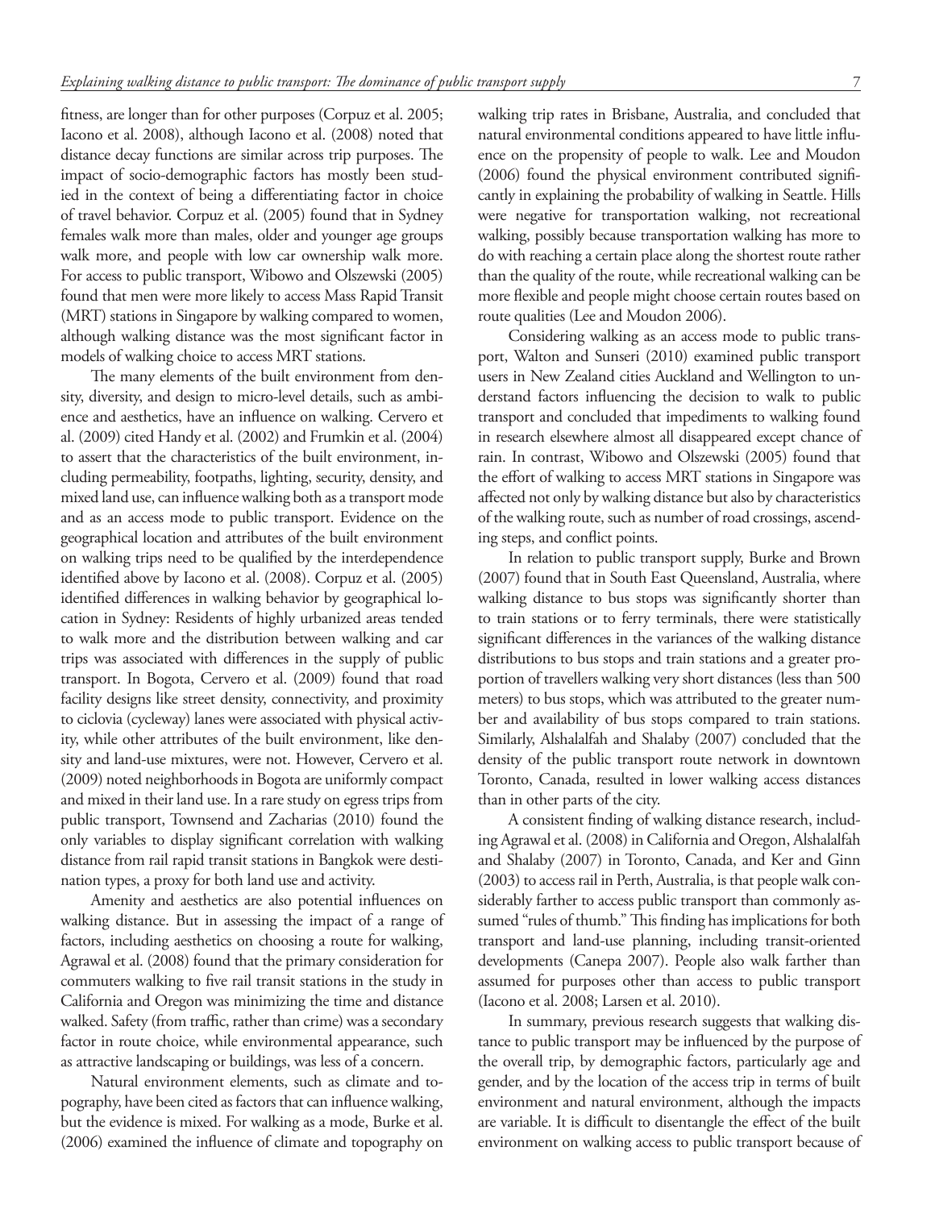fitness, are longer than for other purposes (Corpuz et al. 2005; Iacono et al. 2008), although Iacono et al. (2008) noted that distance decay functions are similar across trip purposes. The impact of socio-demographic factors has mostly been studied in the context of being a differentiating factor in choice of travel behavior. Corpuz et al. (2005) found that in Sydney females walk more than males, older and younger age groups walk more, and people with low car ownership walk more. For access to public transport, Wibowo and Olszewski (2005) found that men were more likely to access Mass Rapid Transit (MRT) stations in Singapore by walking compared to women, although walking distance was the most significant factor in models of walking choice to access MRT stations.

The many elements of the built environment from density, diversity, and design to micro-level details, such as ambience and aesthetics, have an influence on walking. Cervero et al. (2009) cited Handy et al. (2002) and Frumkin et al. (2004) to assert that the characteristics of the built environment, including permeability, footpaths, lighting, security, density, and mixed land use, can influence walking both as a transport mode and as an access mode to public transport. Evidence on the geographical location and attributes of the built environment on walking trips need to be qualified by the interdependence identified above by Iacono et al. (2008). Corpuz et al. (2005) identified differences in walking behavior by geographical location in Sydney: Residents of highly urbanized areas tended to walk more and the distribution between walking and car trips was associated with differences in the supply of public transport. In Bogota, Cervero et al. (2009) found that road facility designs like street density, connectivity, and proximity to ciclovia (cycleway) lanes were associated with physical activity, while other attributes of the built environment, like density and land-use mixtures, were not. However, Cervero et al. (2009) noted neighborhoods in Bogota are uniformly compact and mixed in their land use. In a rare study on egress trips from public transport, Townsend and Zacharias (2010) found the only variables to display significant correlation with walking distance from rail rapid transit stations in Bangkok were destination types, a proxy for both land use and activity.

Amenity and aesthetics are also potential influences on walking distance. But in assessing the impact of a range of factors, including aesthetics on choosing a route for walking, Agrawal et al. (2008) found that the primary consideration for commuters walking to five rail transit stations in the study in California and Oregon was minimizing the time and distance walked. Safety (from traffic, rather than crime) was a secondary factor in route choice, while environmental appearance, such as attractive landscaping or buildings, was less of a concern.

Natural environment elements, such as climate and topography, have been cited as factors that can influence walking, but the evidence is mixed. For walking as a mode, Burke et al. (2006) examined the influence of climate and topography on walking trip rates in Brisbane, Australia, and concluded that natural environmental conditions appeared to have little influence on the propensity of people to walk. Lee and Moudon (2006) found the physical environment contributed significantly in explaining the probability of walking in Seattle. Hills were negative for transportation walking, not recreational walking, possibly because transportation walking has more to do with reaching a certain place along the shortest route rather than the quality of the route, while recreational walking can be more flexible and people might choose certain routes based on route qualities (Lee and Moudon 2006).

Considering walking as an access mode to public transport, Walton and Sunseri (2010) examined public transport users in New Zealand cities Auckland and Wellington to understand factors influencing the decision to walk to public transport and concluded that impediments to walking found in research elsewhere almost all disappeared except chance of rain. In contrast, Wibowo and Olszewski (2005) found that the effort of walking to access MRT stations in Singapore was affected not only by walking distance but also by characteristics of the walking route, such as number of road crossings, ascending steps, and conflict points.

In relation to public transport supply, Burke and Brown (2007) found that in South East Queensland, Australia, where walking distance to bus stops was significantly shorter than to train stations or to ferry terminals, there were statistically significant differences in the variances of the walking distance distributions to bus stops and train stations and a greater proportion of travellers walking very short distances (less than 500 meters) to bus stops, which was attributed to the greater number and availability of bus stops compared to train stations. Similarly, Alshalalfah and Shalaby (2007) concluded that the density of the public transport route network in downtown Toronto, Canada, resulted in lower walking access distances than in other parts of the city.

A consistent finding of walking distance research, including Agrawal et al. (2008) in California and Oregon, Alshalalfah and Shalaby (2007) in Toronto, Canada, and Ker and Ginn (2003) to access rail in Perth, Australia, is that people walk considerably farther to access public transport than commonly assumed "rules of thumb." This finding has implications for both transport and land-use planning, including transit-oriented developments (Canepa 2007). People also walk farther than assumed for purposes other than access to public transport (Iacono et al. 2008; Larsen et al. 2010).

In summary, previous research suggests that walking distance to public transport may be influenced by the purpose of the overall trip, by demographic factors, particularly age and gender, and by the location of the access trip in terms of built environment and natural environment, although the impacts are variable. It is difficult to disentangle the effect of the built environment on walking access to public transport because of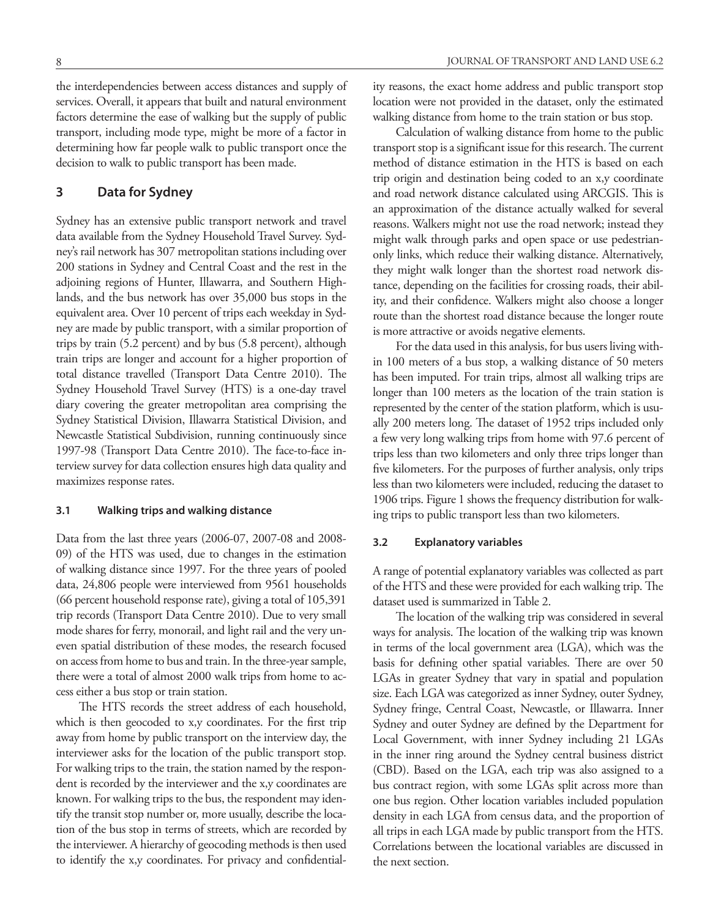the interdependencies between access distances and supply of services. Overall, it appears that built and natural environment factors determine the ease of walking but the supply of public transport, including mode type, might be more of a factor in determining how far people walk to public transport once the decision to walk to public transport has been made.

## 3 Data for Sydney

Sydney has an extensive public transport network and travel data available from the Sydney Household Travel Survey. Sydney's rail network has 307 metropolitan stations including over 200 stations in Sydney and Central Coast and the rest in the adjoining regions of Hunter, Illawarra, and Southern Highlands, and the bus network has over 35,000 bus stops in the equivalent area. Over 10 percent of trips each weekday in Sydney are made by public transport, with a similar proportion of trips by train (5.2 percent) and by bus (5.8 percent), although train trips are longer and account for a higher proportion of total distance travelled (Transport Data Centre 2010). The Sydney Household Travel Survey (HTS) is a one-day travel diary covering the greater metropolitan area comprising the Sydney Statistical Division, Illawarra Statistical Division, and Newcastle Statistical Subdivision, running continuously since 1997-98 (Transport Data Centre 2010). The face-to-face interview survey for data collection ensures high data quality and maximizes response rates.

### 3.1 Walking trips and walking distance

Data from the last three years (2006-07, 2007-08 and 2008-09) of the HTS was used, due to changes in the estimation of walking distance since 1997. For the three years of pooled data, 24,806 people were interviewed from 9561 households (66 percent household response rate), giving a total of 105,391 trip records (Transport Data Centre 2010). Due to very small mode shares for ferry, monorail, and light rail and the very uneven spatial distribution of these modes, the research focused on access from home to bus and train. In the three-year sample, there were a total of almost 2000 walk trips from home to access either a bus stop or train station.

The HTS records the street address of each household, which is then geocoded to x,y coordinates. For the first trip away from home by public transport on the interview day, the interviewer asks for the location of the public transport stop. For walking trips to the train, the station named by the respondent is recorded by the interviewer and the x,y coordinates are known. For walking trips to the bus, the respondent may identify the transit stop number or, more usually, describe the location of the bus stop in terms of streets, which are recorded by the interviewer. A hierarchy of geocoding methods is then used to identify the x,y coordinates. For privacy and confidentiality reasons, the exact home address and public transport stop location were not provided in the dataset, only the estimated walking distance from home to the train station or bus stop.

Calculation of walking distance from home to the public transport stop is a significant issue for this research. The current method of distance estimation in the HTS is based on each trip origin and destination being coded to an x,y coordinate and road network distance calculated using ARCGIS. This is an approximation of the distance actually walked for several reasons. Walkers might not use the road network; instead they might walk through parks and open space or use pedestrian-only links, which reduce their walking distance. Alternatively, they might walk longer than the shortest road network distance, depending on the facilities for crossing roads, their ability, and their confidence. Walkers might also choose a longer route than the shortest road distance because the longer route is more attractive or avoids negative elements.

For the data used in this analysis, for bus users living within 100 meters of a bus stop, a walking distance of 50 meters has been imputed. For train trips, almost all walking trips are longer than 100 meters as the location of the train station is represented by the center of the station platform, which is usually 200 meters long. The dataset of 1952 trips included only a few very long walking trips from home with 97.6 percent of trips less than two kilometers and only three trips longer than five kilometers. For the purposes of further analysis, only trips less than two kilometers were included, reducing the dataset to 1906 trips. Figure 1 shows the frequency distribution for walking trips to public transport less than two kilometers.

### 3.2 Explanatory variables

A range of potential explanatory variables was collected as part of the HTS and these were provided for each walking trip. The dataset used is summarized in Table 2.

The location of the walking trip was considered in several ways for analysis. The location of the walking trip was known in terms of the local government area (LGA), which was the basis for defining other spatial variables. There are over 50 LGAs in greater Sydney that vary in spatial and population size. Each LGA was categorized as inner Sydney, outer Sydney, Sydney fringe, Central Coast, Newcastle, or Illawarra. Inner Sydney and outer Sydney are defined by the Department for Local Government, with inner Sydney including 21 LGAs in the inner ring around the Sydney central business district (CBD). Based on the LGA, each trip was also assigned to a bus contract region, with some LGAs split across more than one bus region. Other location variables included population density in each LGA from census data, and the proportion of all trips in each LGA made by public transport from the HTS. Correlations between the locational variables are discussed in the next section.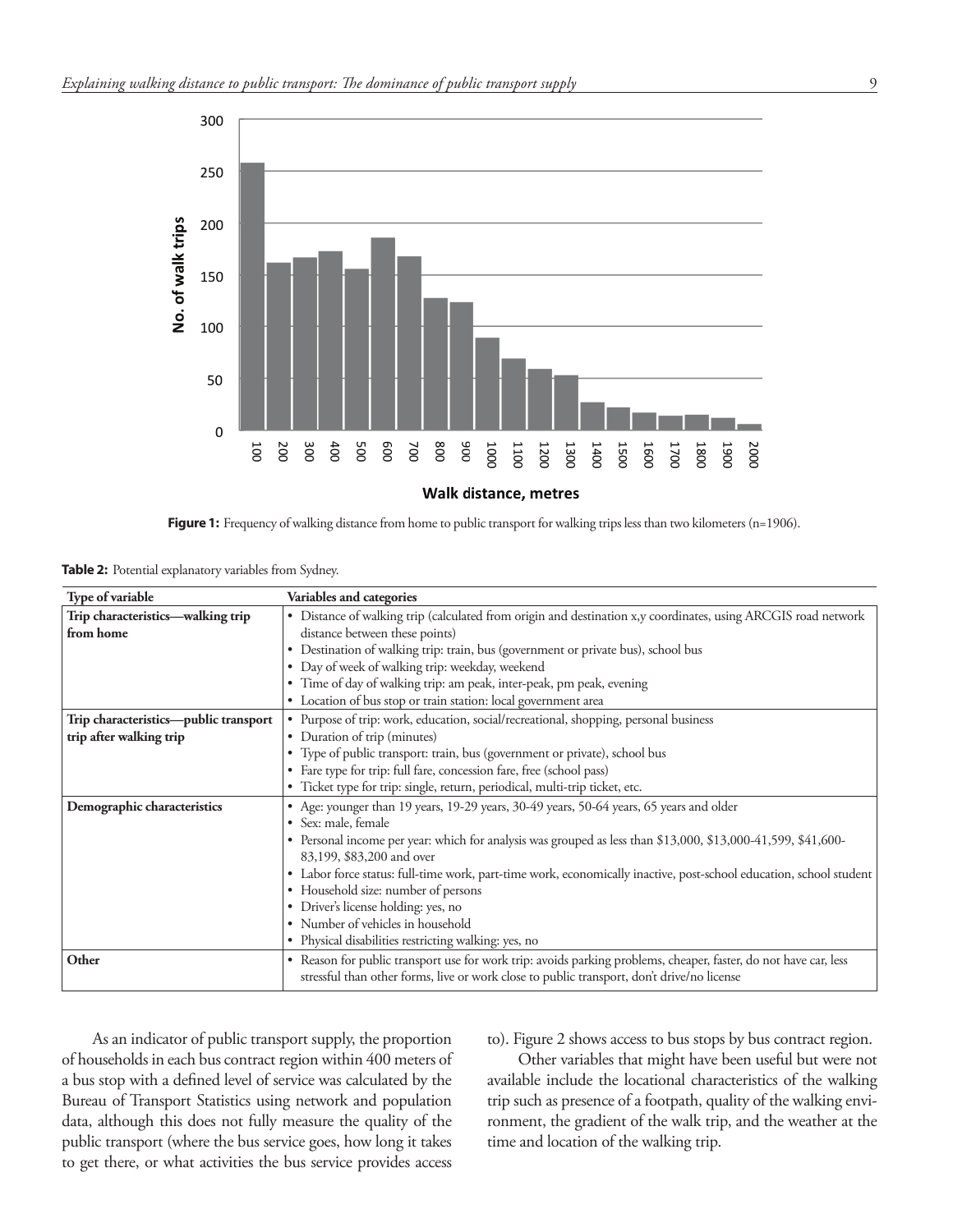Figure 1: Frequency of walking distance from home to public transport for walking trips less than two kilometers (n=1906).

Table 2: Potential explanatory variables from Sydney.

| Type of variable | Variables and categories |
|---|---|
| **Trip characteristics—walking trip from home** | • Distance of walking trip (calculated from origin and destination x,y coordinates, using ARCGIS road network distance between these points)<br>• Destination of walking trip: train, bus (government or private bus), school bus<br>• Day of week of walking trip: weekday, weekend<br>• Time of day of walking trip: am peak, inter-peak, pm peak, evening<br>• Location of bus stop or train station: local government area |
| **Trip characteristics—public transport trip after walking trip** | • Purpose of trip: work, education, social/recreational, shopping, personal business<br>• Duration of trip (minutes)<br>• Type of public transport: train, bus (government or private), school bus<br>• Fare type for trip: full fare, concession fare, free (school pass)<br>• Ticket type for trip: single, return, periodical, multi-trip ticket, etc. |
| **Demographic characteristics** | • Age: younger than 19 years, 19-29 years, 30-49 years, 50-64 years, 65 years and older<br>• Sex: male, female<br>• Personal income per year: which for analysis was grouped as less than $13,000, $13,000-41,599, $41,600-83,199, $83,200 and over<br>• Labor force status: full-time work, part-time work, economically inactive, post-school education, school student<br>• Household size: number of persons<br>• Driver's license holding: yes, no<br>• Number of vehicles in household<br>• Physical disabilities restricting walking: yes, no |
| **Other** | • Reason for public transport use for work trip: avoids parking problems, cheaper, faster, do not have car, less stressful than other forms, live or work close to public transport, don't drive/no license |

As an indicator of public transport supply, the proportion of households in each bus contract region within 400 meters of a bus stop with a defined level of service was calculated by the Bureau of Transport Statistics using network and population data, although this does not fully measure the quality of the public transport (where the bus service goes, how long it takes to get there, or what activities the bus service provides access to). Figure 2 shows access to bus stops by bus contract region.

Other variables that might have been useful but were not available include the locational characteristics of the walking trip such as presence of a footpath, quality of the walking environment, the gradient of the walk trip, and the weather at the time and location of the walking trip.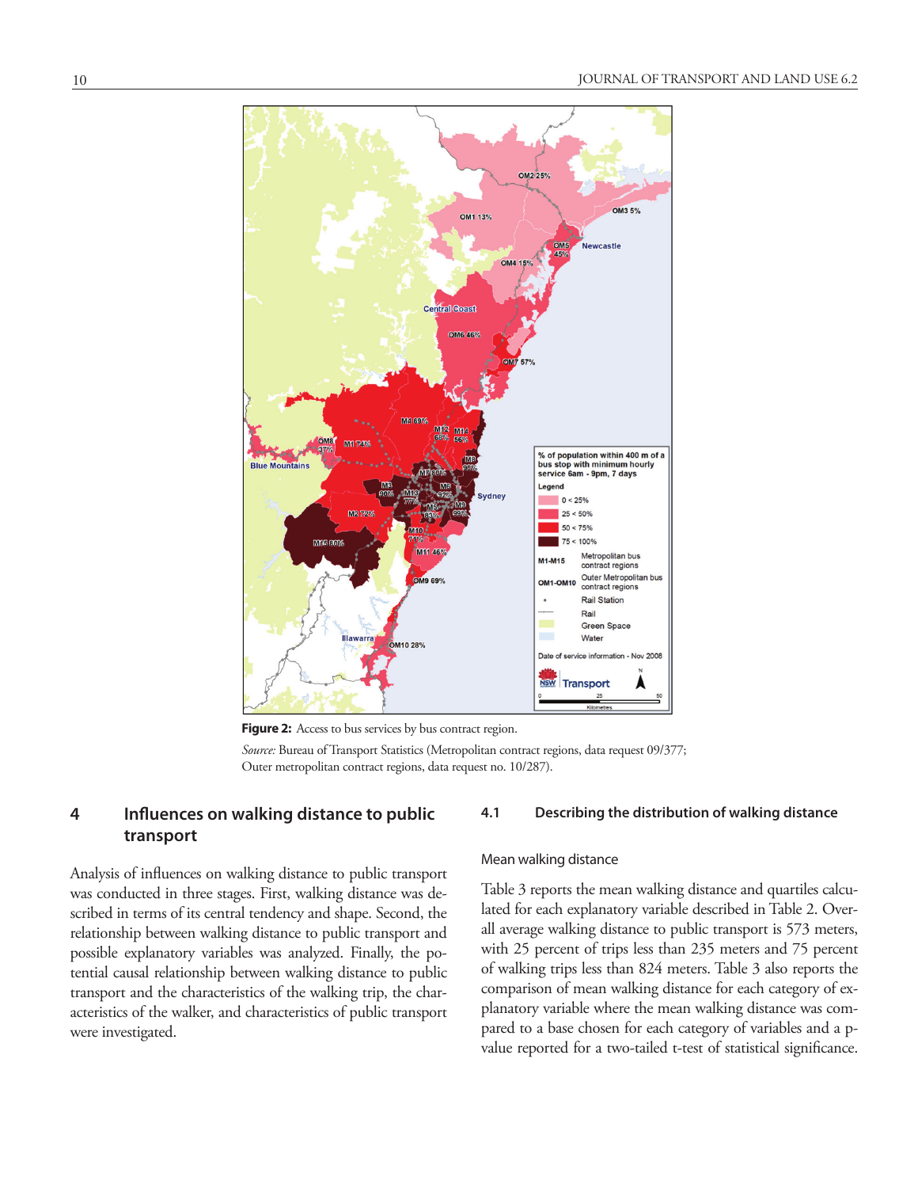**Figure 2:** Access to bus services by bus contract region.

*Source:* Bureau of Transport Statistics (Metropolitan contract regions, data request 09/377; Outer metropolitan contract regions, data request no. 10/287).

## 4 Influences on walking distance to public transport

Analysis of influences on walking distance to public transport was conducted in three stages. First, walking distance was described in terms of its central tendency and shape. Second, the relationship between walking distance to public transport and possible explanatory variables was analyzed. Finally, the potential causal relationship between walking distance to public transport and the characteristics of the walking trip, the characteristics of the walker, and characteristics of public transport were investigated.

### 4.1 Describing the distribution of walking distance

#### Mean walking distance

Table 3 reports the mean walking distance and quartiles calculated for each explanatory variable described in Table 2. Overall average walking distance to public transport is 573 meters, with 25 percent of trips less than 235 meters and 75 percent of walking trips less than 824 meters. Table 3 also reports the comparison of mean walking distance for each category of explanatory variable where the mean walking distance was compared to a base chosen for each category of variables and a p-value reported for a two-tailed t-test of statistical significance.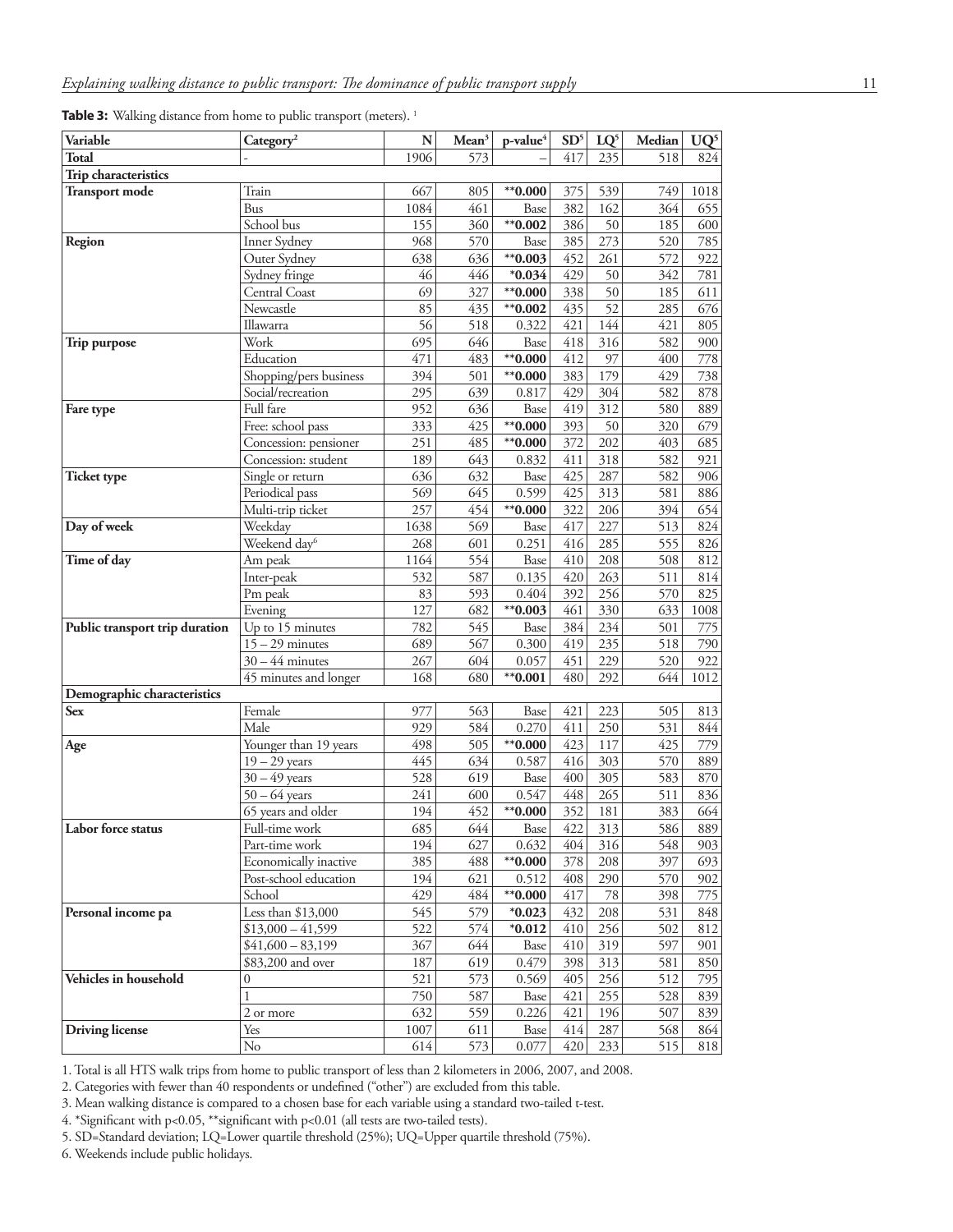**Table 3:** Walking distance from home to public transport (meters). [1]

| Variable | Category[2] | N | Mean[3] | p-value[4] | SD[5] | LQ[5] | Median | UQ[5] |
|---|---|---|---|---|---|---|---|---|
| **Total** | - | 1906 | 573 | – | 417 | 235 | 518 | 824 |
| **Trip characteristics** | | | | | | | | |
| **Transport mode** | Train | 667 | 805 | ****0.000** | 375 | 539 | 749 | 1018 |
| | Bus | 1084 | 461 | Base | 382 | 162 | 364 | 655 |
| | School bus | 155 | 360 | ****0.002** | 386 | 50 | 185 | 600 |
| **Region** | Inner Sydney | 968 | 570 | Base | 385 | 273 | 520 | 785 |
| | Outer Sydney | 638 | 636 | ****0.003** | 452 | 261 | 572 | 922 |
| | Sydney fringe | 46 | 446 | ***0.034** | 429 | 50 | 342 | 781 |
| | Central Coast | 69 | 327 | ****0.000** | 338 | 50 | 185 | 611 |
| | Newcastle | 85 | 435 | ****0.002** | 435 | 52 | 285 | 676 |
| | Illawarra | 56 | 518 | 0.322 | 421 | 144 | 421 | 805 |
| **Trip purpose** | Work | 695 | 646 | Base | 418 | 316 | 582 | 900 |
| | Education | 471 | 483 | ****0.000** | 412 | 97 | 400 | 778 |
| | Shopping/pers business | 394 | 501 | ****0.000** | 383 | 179 | 429 | 738 |
| | Social/recreation | 295 | 639 | 0.817 | 429 | 304 | 582 | 878 |
| **Fare type** | Full fare | 952 | 636 | Base | 419 | 312 | 580 | 889 |
| | Free: school pass | 333 | 425 | ****0.000** | 393 | 50 | 320 | 679 |
| | Concession: pensioner | 251 | 485 | ****0.000** | 372 | 202 | 403 | 685 |
| | Concession: student | 189 | 643 | 0.832 | 411 | 318 | 582 | 921 |
| **Ticket type** | Single or return | 636 | 632 | Base | 425 | 287 | 582 | 906 |
| | Periodical pass | 569 | 645 | 0.599 | 425 | 313 | 581 | 886 |
| | Multi-trip ticket | 257 | 454 | ****0.000** | 322 | 206 | 394 | 654 |
| **Day of week** | Weekday | 1638 | 569 | Base | 417 | 227 | 513 | 824 |
| | Weekend day[6] | 268 | 601 | 0.251 | 416 | 285 | 555 | 826 |
| **Time of day** | Am peak | 1164 | 554 | Base | 410 | 208 | 508 | 812 |
| | Inter-peak | 532 | 587 | 0.135 | 420 | 263 | 511 | 814 |
| | Pm peak | 83 | 593 | 0.404 | 392 | 256 | 570 | 825 |
| | Evening | 127 | 682 | ****0.003** | 461 | 330 | 633 | 1008 |
| **Public transport trip duration** | Up to 15 minutes | 782 | 545 | Base | 384 | 234 | 501 | 775 |
| | 15 – 29 minutes | 689 | 567 | 0.300 | 419 | 235 | 518 | 790 |
| | 30 – 44 minutes | 267 | 604 | 0.057 | 451 | 229 | 520 | 922 |
| | 45 minutes and longer | 168 | 680 | ****0.001** | 480 | 292 | 644 | 1012 |
| **Demographic characteristics** | | | | | | | | |
| **Sex** | Female | 977 | 563 | Base | 421 | 223 | 505 | 813 |
| | Male | 929 | 584 | 0.270 | 411 | 250 | 531 | 844 |
| **Age** | Younger than 19 years | 498 | 505 | ****0.000** | 423 | 117 | 425 | 779 |
| | 19 – 29 years | 445 | 634 | 0.587 | 416 | 303 | 570 | 889 |
| | 30 – 49 years | 528 | 619 | Base | 400 | 305 | 583 | 870 |
| | 50 – 64 years | 241 | 600 | 0.547 | 448 | 265 | 511 | 836 |
| | 65 years and older | 194 | 452 | ****0.000** | 352 | 181 | 383 | 664 |
| **Labor force status** | Full-time work | 685 | 644 | Base | 422 | 313 | 586 | 889 |
| | Part-time work | 194 | 627 | 0.632 | 404 | 316 | 548 | 903 |
| | Economically inactive | 385 | 488 | ****0.000** | 378 | 208 | 397 | 693 |
| | Post-school education | 194 | 621 | 0.512 | 408 | 290 | 570 | 902 |
| | School | 429 | 484 | ****0.000** | 417 | 78 | 398 | 775 |
| **Personal income pa** | Less than $13,000 | 545 | 579 | ***0.023** | 432 | 208 | 531 | 848 |
| | $13,000 – 41,599 | 522 | 574 | ***0.012** | 410 | 256 | 502 | 812 |
| | $41,600 – 83,199 | 367 | 644 | Base | 410 | 319 | 597 | 901 |
| | $83,200 and over | 187 | 619 | 0.479 | 398 | 313 | 581 | 850 |
| **Vehicles in household** | 0 | 521 | 573 | 0.569 | 405 | 256 | 512 | 795 |
| | 1 | 750 | 587 | Base | 421 | 255 | 528 | 839 |
| | 2 or more | 632 | 559 | 0.226 | 421 | 196 | 507 | 839 |
| **Driving license** | Yes | 1007 | 611 | Base | 414 | 287 | 568 | 864 |
| | No | 614 | 573 | 0.077 | 420 | 233 | 515 | 818 |

1. Total is all HTS walk trips from home to public transport of less than 2 kilometers in 2006, 2007, and 2008.
2. Categories with fewer than 40 respondents or undefined ("other") are excluded from this table.
3. Mean walking distance is compared to a chosen base for each variable using a standard two-tailed t-test.
4. *Significant with p<0.05, **significant with p<0.01 (all tests are two-tailed tests).
5. SD=Standard deviation; LQ=Lower quartile threshold (25%); UQ=Upper quartile threshold (75%).
6. Weekends include public holidays.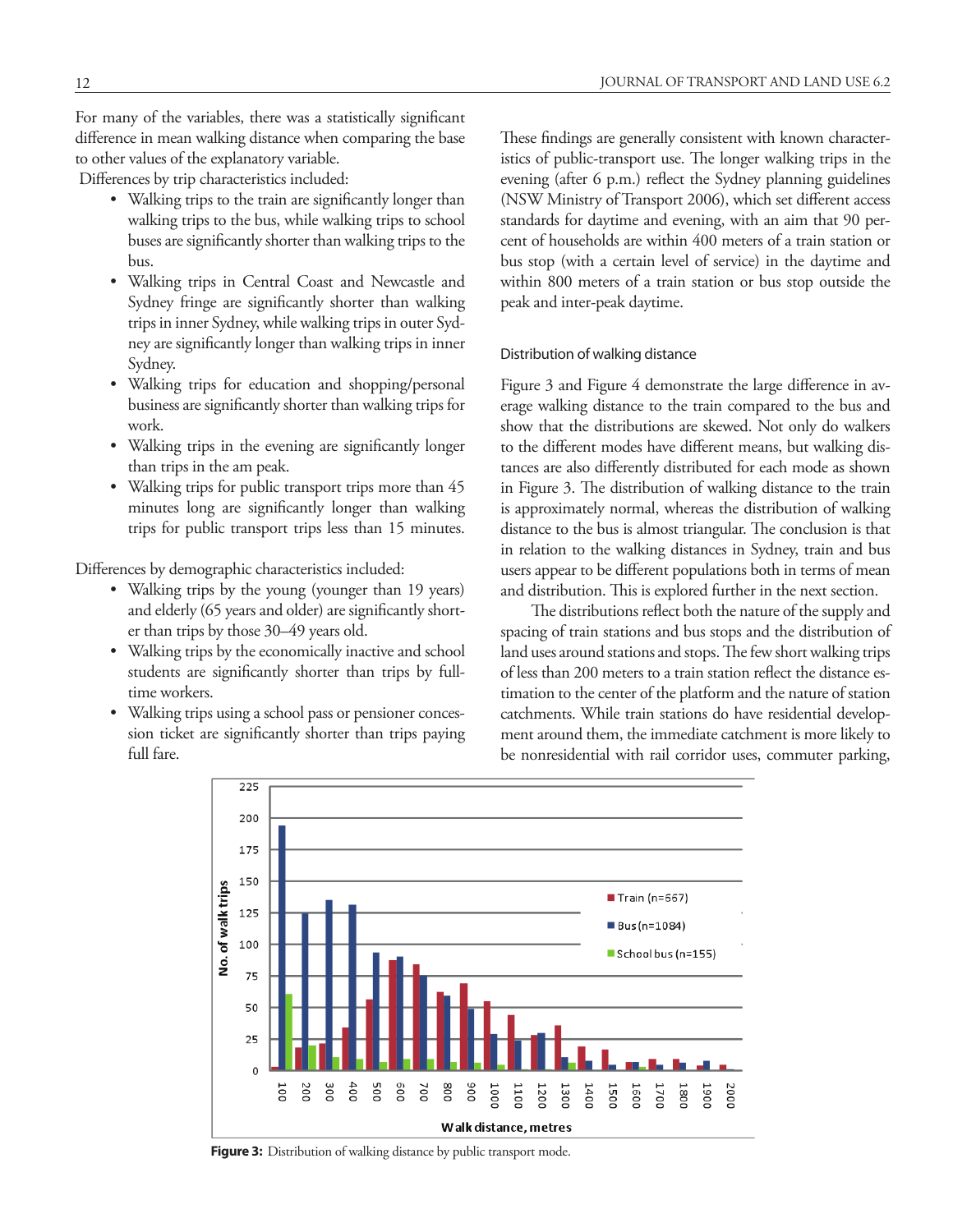For many of the variables, there was a statistically significant difference in mean walking distance when comparing the base to other values of the explanatory variable.

Differences by trip characteristics included:

- Walking trips to the train are significantly longer than walking trips to the bus, while walking trips to school buses are significantly shorter than walking trips to the bus.
- Walking trips in Central Coast and Newcastle and Sydney fringe are significantly shorter than walking trips in inner Sydney, while walking trips in outer Sydney are significantly longer than walking trips in inner Sydney.
- Walking trips for education and shopping/personal business are significantly shorter than walking trips for work.
- Walking trips in the evening are significantly longer than trips in the am peak.
- Walking trips for public transport trips more than 45 minutes long are significantly longer than walking trips for public transport trips less than 15 minutes.

Differences by demographic characteristics included:

- Walking trips by the young (younger than 19 years) and elderly (65 years and older) are significantly shorter than trips by those 30–49 years old.
- Walking trips by the economically inactive and school students are significantly shorter than trips by full-time workers.
- Walking trips using a school pass or pensioner concession ticket are significantly shorter than trips paying full fare.

These findings are generally consistent with known characteristics of public-transport use. The longer walking trips in the evening (after 6 p.m.) reflect the Sydney planning guidelines (NSW Ministry of Transport 2006), which set different access standards for daytime and evening, with an aim that 90 percent of households are within 400 meters of a train station or bus stop (with a certain level of service) in the daytime and within 800 meters of a train station or bus stop outside the peak and inter-peak daytime.

### Distribution of walking distance

Figure 3 and Figure 4 demonstrate the large difference in average walking distance to the train compared to the bus and show that the distributions are skewed. Not only do walkers to the different modes have different means, but walking distances are also differently distributed for each mode as shown in Figure 3. The distribution of walking distance to the train is approximately normal, whereas the distribution of walking distance to the bus is almost triangular. The conclusion is that in relation to the walking distances in Sydney, train and bus users appear to be different populations both in terms of mean and distribution. This is explored further in the next section.

The distributions reflect both the nature of the supply and spacing of train stations and bus stops and the distribution of land uses around stations and stops. The few short walking trips of less than 200 meters to a train station reflect the distance estimation to the center of the platform and the nature of station catchments. While train stations do have residential development around them, the immediate catchment is more likely to be nonresidential with rail corridor uses, commuter parking,

**Figure 3:** Distribution of walking distance by public transport mode.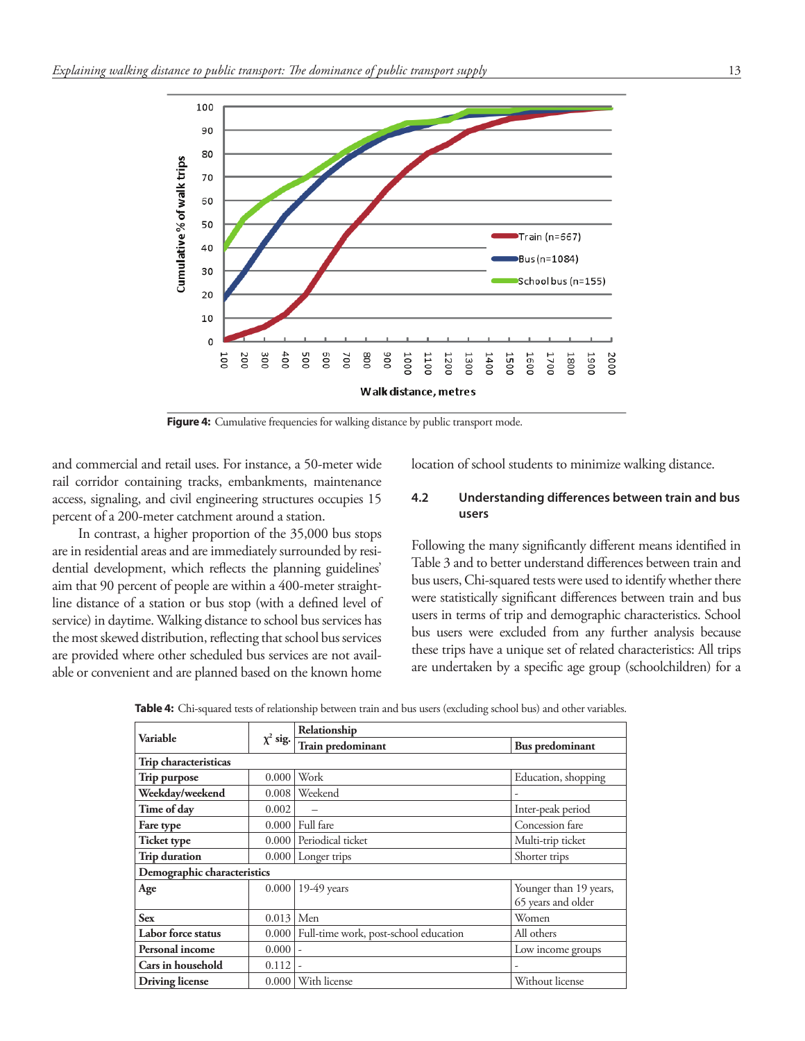Figure 4: Cumulative frequencies for walking distance by public transport mode.

and commercial and retail uses. For instance, a 50-meter wide rail corridor containing tracks, embankments, maintenance access, signaling, and civil engineering structures occupies 15 percent of a 200-meter catchment around a station.

In contrast, a higher proportion of the 35,000 bus stops are in residential areas and are immediately surrounded by residential development, which reflects the planning guidelines' aim that 90 percent of people are within a 400-meter straight-line distance of a station or bus stop (with a defined level of service) in daytime. Walking distance to school bus services has the most skewed distribution, reflecting that school bus services are provided where other scheduled bus services are not available or convenient and are planned based on the known home location of school students to minimize walking distance.

### 4.2 Understanding differences between train and bus users

Following the many significantly different means identified in Table 3 and to better understand differences between train and bus users, Chi-squared tests were used to identify whether there were statistically significant differences between train and bus users in terms of trip and demographic characteristics. School bus users were excluded from any further analysis because these trips have a unique set of related characteristics: All trips are undertaken by a specific age group (schoolchildren) for a

**Table 4:** Chi-squared tests of relationship between train and bus users (excluding school bus) and other variables.

| Variable | $\chi^2$ sig. | Relationship | |
|---|---|---|---|
| | | Train predominant | Bus predominant |
| **Trip characteristicas** | | | |
| **Trip purpose** | 0.000 | Work | Education, shopping |
| **Weekday/weekend** | 0.008 | Weekend | - |
| **Time of day** | 0.002 | – | Inter-peak period |
| **Fare type** | 0.000 | Full fare | Concession fare |
| **Ticket type** | 0.000 | Periodical ticket | Multi-trip ticket |
| **Trip duration** | 0.000 | Longer trips | Shorter trips |
| **Demographic characteristics** | | | |
| **Age** | 0.000 | 19-49 years | Younger than 19 years, 65 years and older |
| **Sex** | 0.013 | Men | Women |
| **Labor force status** | 0.000 | Full-time work, post-school education | All others |
| **Personal income** | 0.000 | - | Low income groups |
| **Cars in household** | 0.112 | - | - |
| **Driving license** | 0.000 | With license | Without license |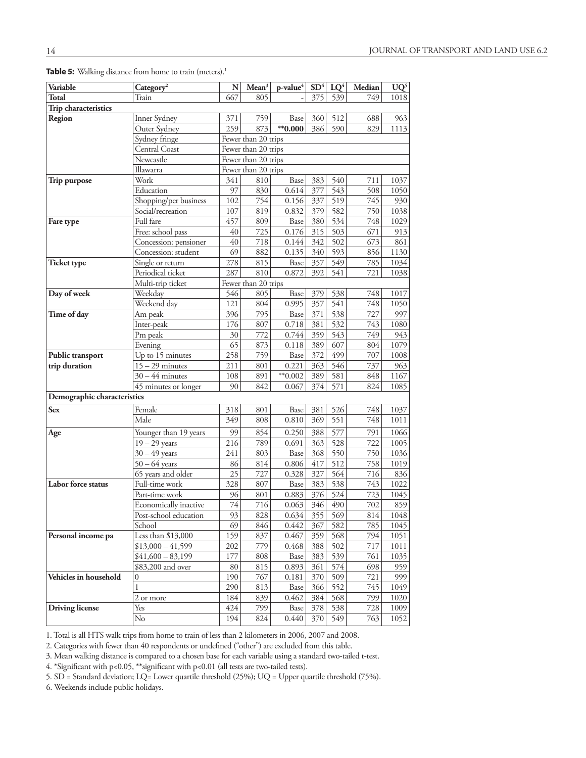**Table 5:** Walking distance from home to train (meters).[1]

| Variable | Category[2] | N | Mean[3] | p-value[4] | SD[4] | LQ[4] | Median | UQ[5] |
|---|---|---|---|---|---|---|---|---|
| **Total** | Train | 667 | 805 | - | 375 | 539 | 749 | 1018 |
| **Trip characteristics** | | | | | | | | |
| **Region** | Inner Sydney | 371 | 759 | Base | 360 | 512 | 688 | 963 |
| | Outer Sydney | 259 | 873 | **0.000 | 386 | 590 | 829 | 1113 |
| | Sydney fringe | Fewer than 20 trips | | | | | | |
| | Central Coast | Fewer than 20 trips | | | | | | |
| | Newcastle | Fewer than 20 trips | | | | | | |
| | Illawarra | Fewer than 20 trips | | | | | | |
| **Trip purpose** | Work | 341 | 810 | Base | 383 | 540 | 711 | 1037 |
| | Education | 97 | 830 | 0.614 | 377 | 543 | 508 | 1050 |
| | Shopping/per business | 102 | 754 | 0.156 | 337 | 519 | 745 | 930 |
| | Social/recreation | 107 | 819 | 0.832 | 379 | 582 | 750 | 1038 |
| **Fare type** | Full fare | 457 | 809 | Base | 380 | 534 | 748 | 1029 |
| | Free: school pass | 40 | 725 | 0.176 | 315 | 503 | 671 | 913 |
| | Concession: pensioner | 40 | 718 | 0.144 | 342 | 502 | 673 | 861 |
| | Concession: student | 69 | 882 | 0.135 | 340 | 593 | 856 | 1130 |
| **Ticket type** | Single or return | 278 | 815 | Base | 357 | 549 | 785 | 1034 |
| | Periodical ticket | 287 | 810 | 0.872 | 392 | 541 | 721 | 1038 |
| | Multi-trip ticket | Fewer than 20 trips | | | | | | |
| **Day of week** | Weekday | 546 | 805 | Base | 379 | 538 | 748 | 1017 |
| | Weekend day | 121 | 804 | 0.995 | 357 | 541 | 748 | 1050 |
| **Time of day** | Am peak | 396 | 795 | Base | 371 | 538 | 727 | 997 |
| | Inter-peak | 176 | 807 | 0.718 | 381 | 532 | 743 | 1080 |
| | Pm peak | 30 | 772 | 0.744 | 359 | 543 | 749 | 943 |
| | Evening | 65 | 873 | 0.118 | 389 | 607 | 804 | 1079 |
| **Public transport trip duration** | Up to 15 minutes | 258 | 759 | Base | 372 | 499 | 707 | 1008 |
| | 15 – 29 minutes | 211 | 801 | 0.221 | 363 | 546 | 737 | 963 |
| | 30 – 44 minutes | 108 | 891 | **0.002 | 389 | 581 | 848 | 1167 |
| | 45 minutes or longer | 90 | 842 | 0.067 | 374 | 571 | 824 | 1085 |
| **Demographic characteristics** | | | | | | | | |
| **Sex** | Female | 318 | 801 | Base | 381 | 526 | 748 | 1037 |
| | Male | 349 | 808 | 0.810 | 369 | 551 | 748 | 1011 |
| **Age** | Younger than 19 years | 99 | 854 | 0.250 | 388 | 577 | 791 | 1066 |
| | 19 – 29 years | 216 | 789 | 0.691 | 363 | 528 | 722 | 1005 |
| | 30 – 49 years | 241 | 803 | Base | 368 | 550 | 750 | 1036 |
| | 50 – 64 years | 86 | 814 | 0.806 | 417 | 512 | 758 | 1019 |
| | 65 years and older | 25 | 727 | 0.328 | 327 | 564 | 716 | 836 |
| **Labor force status** | Full-time work | 328 | 807 | Base | 383 | 538 | 743 | 1022 |
| | Part-time work | 96 | 801 | 0.883 | 376 | 524 | 723 | 1045 |
| | Economically inactive | 74 | 716 | 0.063 | 346 | 490 | 702 | 859 |
| | Post-school education | 93 | 828 | 0.634 | 355 | 569 | 814 | 1048 |
| | School | 69 | 846 | 0.442 | 367 | 582 | 785 | 1045 |
| **Personal income pa** | Less than $13,000 | 159 | 837 | 0.467 | 359 | 568 | 794 | 1051 |
| | $13,000 – 41,599 | 202 | 779 | 0.468 | 388 | 502 | 717 | 1011 |
| | $41,600 – 83,199 | 177 | 808 | Base | 383 | 539 | 761 | 1035 |
| | $83,200 and over | 80 | 815 | 0.893 | 361 | 574 | 698 | 959 |
| **Vehicles in household** | 0 | 190 | 767 | 0.181 | 370 | 509 | 721 | 999 |
| | 1 | 290 | 813 | Base | 366 | 552 | 745 | 1049 |
| | 2 or more | 184 | 839 | 0.462 | 384 | 568 | 799 | 1020 |
| **Driving license** | Yes | 424 | 799 | Base | 378 | 538 | 728 | 1009 |
| | No | 194 | 824 | 0.440 | 370 | 549 | 763 | 1052 |

1. Total is all HTS walk trips from home to train of less than 2 kilometers in 2006, 2007 and 2008.

2. Categories with fewer than 40 respondents or undefined ("other") are excluded from this table.

3. Mean walking distance is compared to a chosen base for each variable using a standard two-tailed t-test.

4. *Significant with $p<0.05$, **significant with $p<0.01$ (all tests are two-tailed tests).

5. SD = Standard deviation; LQ= Lower quartile threshold (25%); UQ = Upper quartile threshold (75%).

6. Weekends include public holidays.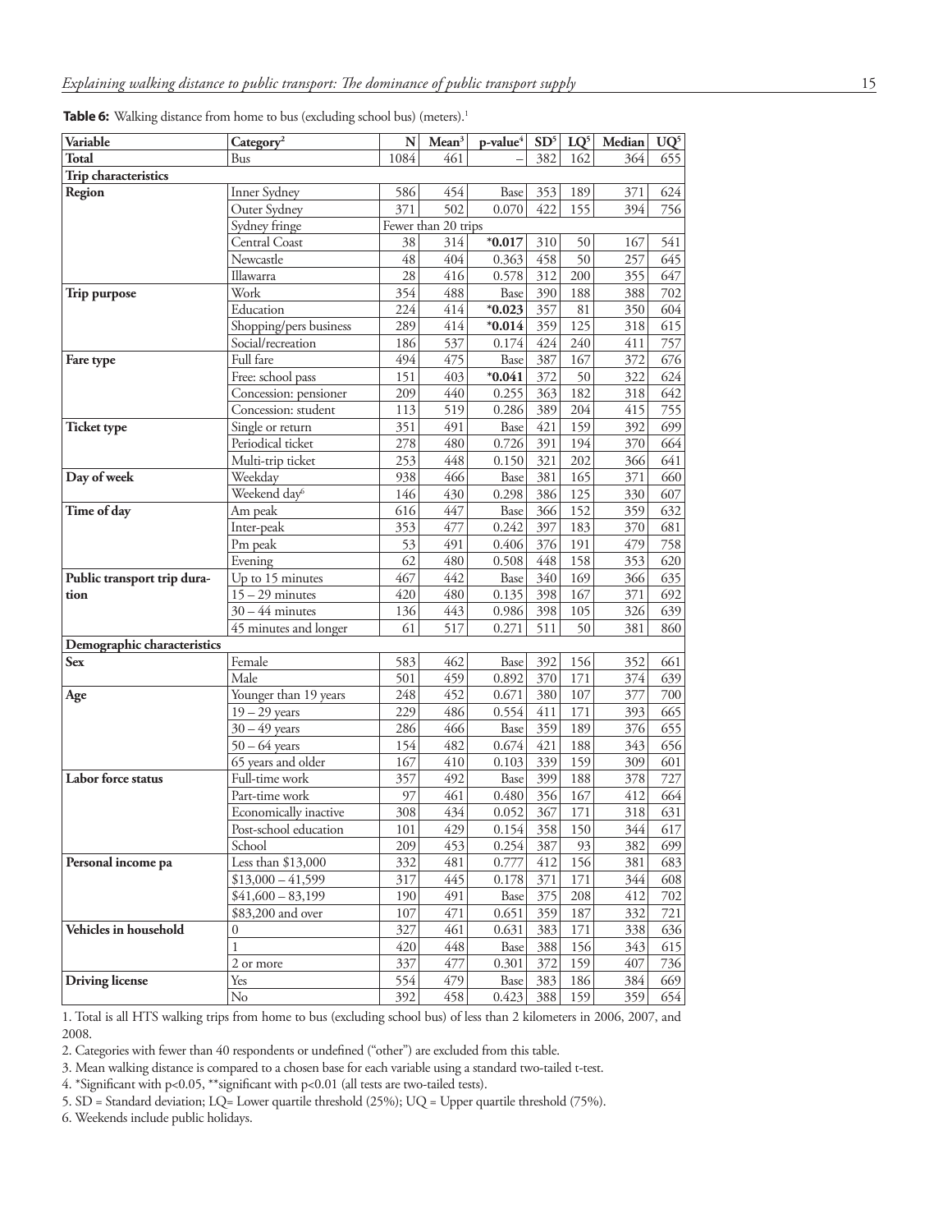**Table 6:** Walking distance from home to bus (excluding school bus) (meters).[1]

| Variable | Category[2] | N | Mean[3] | p-value[4] | SD[5] | LQ[5] | Median | UQ[5] |
|---|---|---|---|---|---|---|---|---|
| **Total** | Bus | 1084 | 461 | – | 382 | 162 | 364 | 655 |
| **Trip characteristics** | | | | | | | | |
| **Region** | Inner Sydney | 586 | 454 | Base | 353 | 189 | 371 | 624 |
| | Outer Sydney | 371 | 502 | 0.070 | 422 | 155 | 394 | 756 |
| | Sydney fringe | Fewer than 20 trips | | | | | | |
| | Central Coast | 38 | 314 | ***0.017** | 310 | 50 | 167 | 541 |
| | Newcastle | 48 | 404 | 0.363 | 458 | 50 | 257 | 645 |
| | Illawarra | 28 | 416 | 0.578 | 312 | 200 | 355 | 647 |
| **Trip purpose** | Work | 354 | 488 | Base | 390 | 188 | 388 | 702 |
| | Education | 224 | 414 | ***0.023** | 357 | 81 | 350 | 604 |
| | Shopping/pers business | 289 | 414 | ***0.014** | 359 | 125 | 318 | 615 |
| | Social/recreation | 186 | 537 | 0.174 | 424 | 240 | 411 | 757 |
| **Fare type** | Full fare | 494 | 475 | Base | 387 | 167 | 372 | 676 |
| | Free: school pass | 151 | 403 | ***0.041** | 372 | 50 | 322 | 624 |
| | Concession: pensioner | 209 | 440 | 0.255 | 363 | 182 | 318 | 642 |
| | Concession: student | 113 | 519 | 0.286 | 389 | 204 | 415 | 755 |
| **Ticket type** | Single or return | 351 | 491 | Base | 421 | 159 | 392 | 699 |
| | Periodical ticket | 278 | 480 | 0.726 | 391 | 194 | 370 | 664 |
| | Multi-trip ticket | 253 | 448 | 0.150 | 321 | 202 | 366 | 641 |
| **Day of week** | Weekday | 938 | 466 | Base | 381 | 165 | 371 | 660 |
| | Weekend day[6] | 146 | 430 | 0.298 | 386 | 125 | 330 | 607 |
| **Time of day** | Am peak | 616 | 447 | Base | 366 | 152 | 359 | 632 |
| | Inter-peak | 353 | 477 | 0.242 | 397 | 183 | 370 | 681 |
| | Pm peak | 53 | 491 | 0.406 | 376 | 191 | 479 | 758 |
| | Evening | 62 | 480 | 0.508 | 448 | 158 | 353 | 620 |
| **Public transport trip duration** | Up to 15 minutes | 467 | 442 | Base | 340 | 169 | 366 | 635 |
| | 15 – 29 minutes | 420 | 480 | 0.135 | 398 | 167 | 371 | 692 |
| | 30 – 44 minutes | 136 | 443 | 0.986 | 398 | 105 | 326 | 639 |
| | 45 minutes and longer | 61 | 517 | 0.271 | 511 | 50 | 381 | 860 |
| **Demographic characteristics** | | | | | | | | |
| **Sex** | Female | 583 | 462 | Base | 392 | 156 | 352 | 661 |
| | Male | 501 | 459 | 0.892 | 370 | 171 | 374 | 639 |
| **Age** | Younger than 19 years | 248 | 452 | 0.671 | 380 | 107 | 377 | 700 |
| | 19 – 29 years | 229 | 486 | 0.554 | 411 | 171 | 393 | 665 |
| | 30 – 49 years | 286 | 466 | Base | 359 | 189 | 376 | 655 |
| | 50 – 64 years | 154 | 482 | 0.674 | 421 | 188 | 343 | 656 |
| | 65 years and older | 167 | 410 | 0.103 | 339 | 159 | 309 | 601 |
| **Labor force status** | Full-time work | 357 | 492 | Base | 399 | 188 | 378 | 727 |
| | Part-time work | 97 | 461 | 0.480 | 356 | 167 | 412 | 664 |
| | Economically inactive | 308 | 434 | 0.052 | 367 | 171 | 318 | 631 |
| | Post-school education | 101 | 429 | 0.154 | 358 | 150 | 344 | 617 |
| | School | 209 | 453 | 0.254 | 387 | 93 | 382 | 699 |
| **Personal income pa** | Less than $13,000 | 332 | 481 | 0.777 | 412 | 156 | 381 | 683 |
| | $13,000 – 41,599 | 317 | 445 | 0.178 | 371 | 171 | 344 | 608 |
| | $41,600 – 83,199 | 190 | 491 | Base | 375 | 208 | 412 | 702 |
| | $83,200 and over | 107 | 471 | 0.651 | 359 | 187 | 332 | 721 |
| **Vehicles in household** | 0 | 327 | 461 | 0.631 | 383 | 171 | 338 | 636 |
| | 1 | 420 | 448 | Base | 388 | 156 | 343 | 615 |
| | 2 or more | 337 | 477 | 0.301 | 372 | 159 | 407 | 736 |
| **Driving license** | Yes | 554 | 479 | Base | 383 | 186 | 384 | 669 |
| | No | 392 | 458 | 0.423 | 388 | 159 | 359 | 654 |

1. Total is all HTS walking trips from home to bus (excluding school bus) of less than 2 kilometers in 2006, 2007, and 2008.

2. Categories with fewer than 40 respondents or undefined ("other") are excluded from this table.

3. Mean walking distance is compared to a chosen base for each variable using a standard two-tailed t-test.

4. *Significant with p<0.05, **significant with p<0.01 (all tests are two-tailed tests).

5. SD = Standard deviation; LQ= Lower quartile threshold (25%); UQ = Upper quartile threshold (75%).

6. Weekends include public holidays.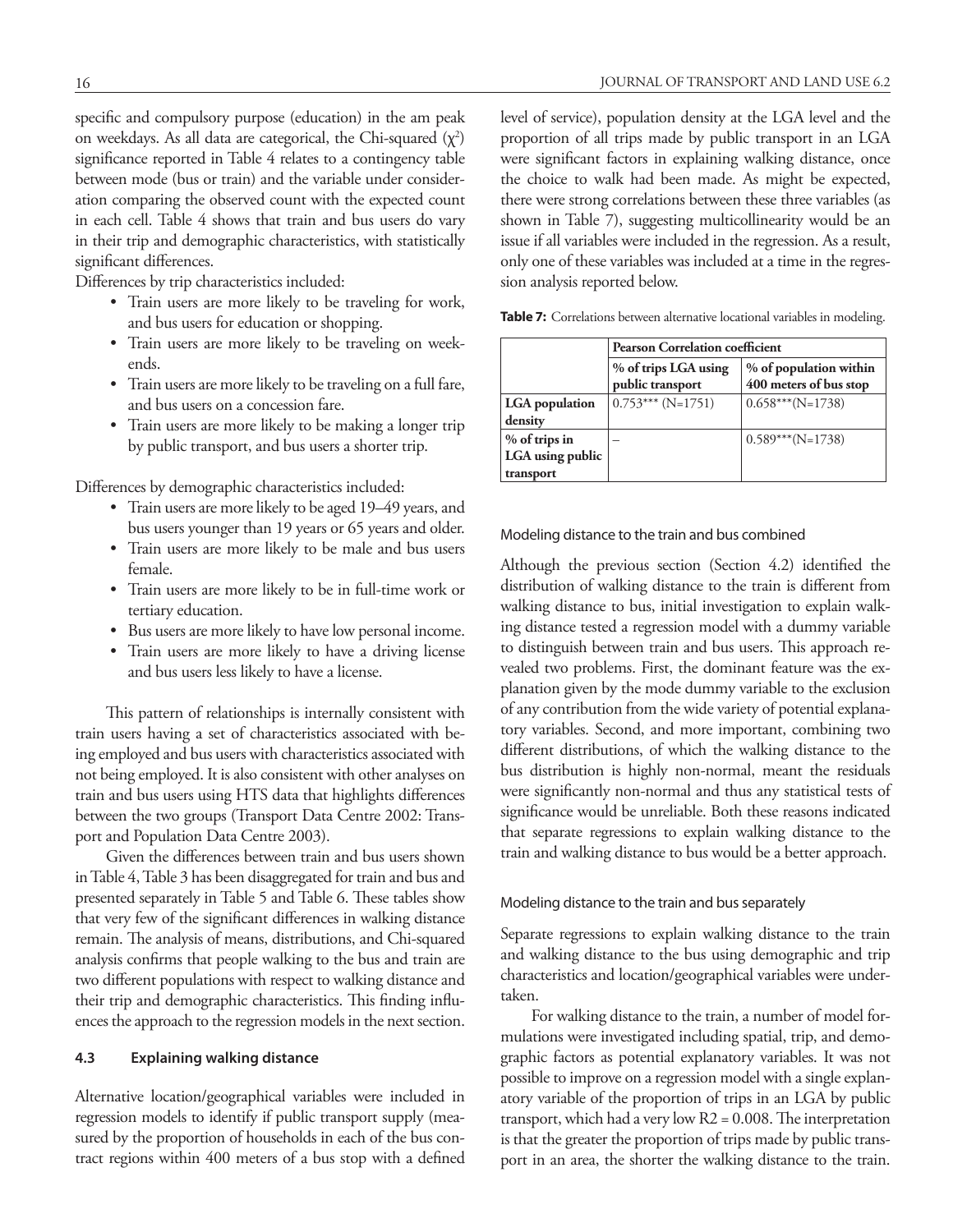specific and compulsory purpose (education) in the am peak on weekdays. As all data are categorical, the Chi-squared ($\chi^2$) significance reported in Table 4 relates to a contingency table between mode (bus or train) and the variable under consideration comparing the observed count with the expected count in each cell. Table 4 shows that train and bus users do vary in their trip and demographic characteristics, with statistically significant differences.

Differences by trip characteristics included:

- Train users are more likely to be traveling for work, and bus users for education or shopping.
- Train users are more likely to be traveling on weekends.
- Train users are more likely to be traveling on a full fare, and bus users on a concession fare.
- Train users are more likely to be making a longer trip by public transport, and bus users a shorter trip.

Differences by demographic characteristics included:

- Train users are more likely to be aged 19–49 years, and bus users younger than 19 years or 65 years and older.
- Train users are more likely to be male and bus users female.
- Train users are more likely to be in full-time work or tertiary education.
- Bus users are more likely to have low personal income.
- Train users are more likely to have a driving license and bus users less likely to have a license.

This pattern of relationships is internally consistent with train users having a set of characteristics associated with being employed and bus users with characteristics associated with not being employed. It is also consistent with other analyses on train and bus users using HTS data that highlights differences between the two groups (Transport Data Centre 2002: Transport and Population Data Centre 2003).

Given the differences between train and bus users shown in Table 4, Table 3 has been disaggregated for train and bus and presented separately in Table 5 and Table 6. These tables show that very few of the significant differences in walking distance remain. The analysis of means, distributions, and Chi-squared analysis confirms that people walking to the bus and train are two different populations with respect to walking distance and their trip and demographic characteristics. This finding influences the approach to the regression models in the next section.

### 4.3 Explaining walking distance

Alternative location/geographical variables were included in regression models to identify if public transport supply (measured by the proportion of households in each of the bus contract regions within 400 meters of a bus stop with a defined level of service), population density at the LGA level and the proportion of all trips made by public transport in an LGA were significant factors in explaining walking distance, once the choice to walk had been made. As might be expected, there were strong correlations between these three variables (as shown in Table 7), suggesting multicollinearity would be an issue if all variables were included in the regression. As a result, only one of these variables was included at a time in the regression analysis reported below.

**Table 7:** Correlations between alternative locational variables in modeling.

| | Pearson Correlation coefficient | |
|---|---|---|
| | % of trips LGA using public transport | % of population within 400 meters of bus stop |
| **LGA population density** | 0.753*** (N=1751) | 0.658***(N=1738) |
| **% of trips in LGA using public transport** | – | 0.589***(N=1738) |

#### Modeling distance to the train and bus combined

Although the previous section (Section 4.2) identified the distribution of walking distance to the train is different from walking distance to bus, initial investigation to explain walking distance tested a regression model with a dummy variable to distinguish between train and bus users. This approach revealed two problems. First, the dominant feature was the explanation given by the mode dummy variable to the exclusion of any contribution from the wide variety of potential explanatory variables. Second, and more important, combining two different distributions, of which the walking distance to the bus distribution is highly non-normal, meant the residuals were significantly non-normal and thus any statistical tests of significance would be unreliable. Both these reasons indicated that separate regressions to explain walking distance to the train and walking distance to bus would be a better approach.

#### Modeling distance to the train and bus separately

Separate regressions to explain walking distance to the train and walking distance to the bus using demographic and trip characteristics and location/geographical variables were undertaken.

For walking distance to the train, a number of model formulations were investigated including spatial, trip, and demographic factors as potential explanatory variables. It was not possible to improve on a regression model with a single explanatory variable of the proportion of trips in an LGA by public transport, which had a very low $R2 = 0.008$. The interpretation is that the greater the proportion of trips made by public transport in an area, the shorter the walking distance to the train.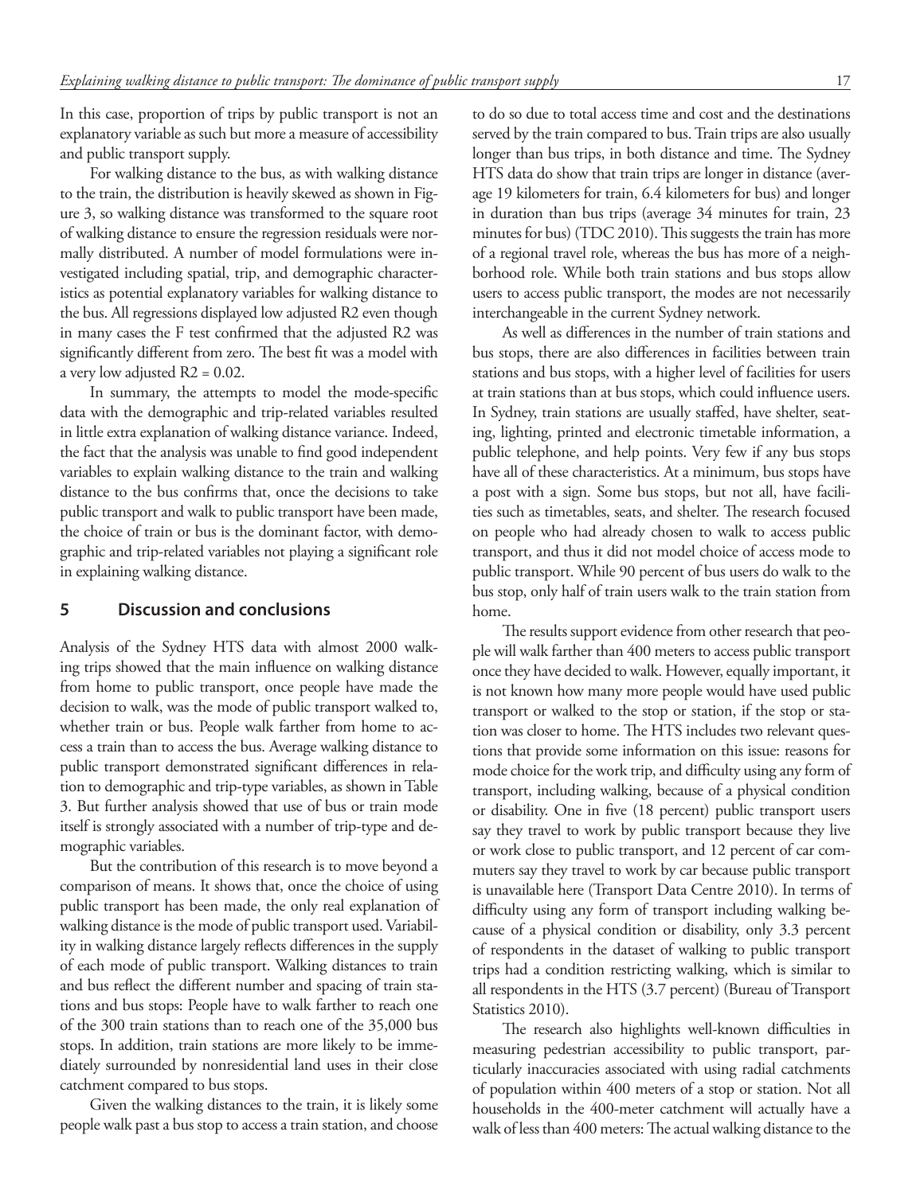In this case, proportion of trips by public transport is not an explanatory variable as such but more a measure of accessibility and public transport supply.

For walking distance to the bus, as with walking distance to the train, the distribution is heavily skewed as shown in Figure 3, so walking distance was transformed to the square root of walking distance to ensure the regression residuals were normally distributed. A number of model formulations were investigated including spatial, trip, and demographic characteristics as potential explanatory variables for walking distance to the bus. All regressions displayed low adjusted $R^2$ even though in many cases the F test confirmed that the adjusted $R^2$ was significantly different from zero. The best fit was a model with a very low adjusted $R^2 = 0.02$.

In summary, the attempts to model the mode-specific data with the demographic and trip-related variables resulted in little extra explanation of walking distance variance. Indeed, the fact that the analysis was unable to find good independent variables to explain walking distance to the train and walking distance to the bus confirms that, once the decisions to take public transport and walk to public transport have been made, the choice of train or bus is the dominant factor, with demographic and trip-related variables not playing a significant role in explaining walking distance.

## 5 Discussion and conclusions

Analysis of the Sydney HTS data with almost 2000 walking trips showed that the main influence on walking distance from home to public transport, once people have made the decision to walk, was the mode of public transport walked to, whether train or bus. People walk farther from home to access a train than to access the bus. Average walking distance to public transport demonstrated significant differences in relation to demographic and trip-type variables, as shown in Table 3. But further analysis showed that use of bus or train mode itself is strongly associated with a number of trip-type and demographic variables.

But the contribution of this research is to move beyond a comparison of means. It shows that, once the choice of using public transport has been made, the only real explanation of walking distance is the mode of public transport used. Variability in walking distance largely reflects differences in the supply of each mode of public transport. Walking distances to train and bus reflect the different number and spacing of train stations and bus stops: People have to walk farther to reach one of the 300 train stations than to reach one of the 35,000 bus stops. In addition, train stations are more likely to be immediately surrounded by nonresidential land uses in their close catchment compared to bus stops.

Given the walking distances to the train, it is likely some people walk past a bus stop to access a train station, and choose to do so due to total access time and cost and the destinations served by the train compared to bus. Train trips are also usually longer than bus trips, in both distance and time. The Sydney HTS data do show that train trips are longer in distance (average 19 kilometers for train, 6.4 kilometers for bus) and longer in duration than bus trips (average 34 minutes for train, 23 minutes for bus) (TDC 2010). This suggests the train has more of a regional travel role, whereas the bus has more of a neighborhood role. While both train stations and bus stops allow users to access public transport, the modes are not necessarily interchangeable in the current Sydney network.

As well as differences in the number of train stations and bus stops, there are also differences in facilities between train stations and bus stops, with a higher level of facilities for users at train stations than at bus stops, which could influence users. In Sydney, train stations are usually staffed, have shelter, seating, lighting, printed and electronic timetable information, a public telephone, and help points. Very few if any bus stops have all of these characteristics. At a minimum, bus stops have a post with a sign. Some bus stops, but not all, have facilities such as timetables, seats, and shelter. The research focused on people who had already chosen to walk to access public transport, and thus it did not model choice of access mode to public transport. While 90 percent of bus users do walk to the bus stop, only half of train users walk to the train station from home.

The results support evidence from other research that people will walk farther than 400 meters to access public transport once they have decided to walk. However, equally important, it is not known how many more people would have used public transport or walked to the stop or station, if the stop or station was closer to home. The HTS includes two relevant questions that provide some information on this issue: reasons for mode choice for the work trip, and difficulty using any form of transport, including walking, because of a physical condition or disability. One in five (18 percent) public transport users say they travel to work by public transport because they live or work close to public transport, and 12 percent of car commuters say they travel to work by car because public transport is unavailable here (Transport Data Centre 2010). In terms of difficulty using any form of transport including walking because of a physical condition or disability, only 3.3 percent of respondents in the dataset of walking to public transport trips had a condition restricting walking, which is similar to all respondents in the HTS (3.7 percent) (Bureau of Transport Statistics 2010).

The research also highlights well-known difficulties in measuring pedestrian accessibility to public transport, particularly inaccuracies associated with using radial catchments of population within 400 meters of a stop or station. Not all households in the 400-meter catchment will actually have a walk of less than 400 meters: The actual walking distance to the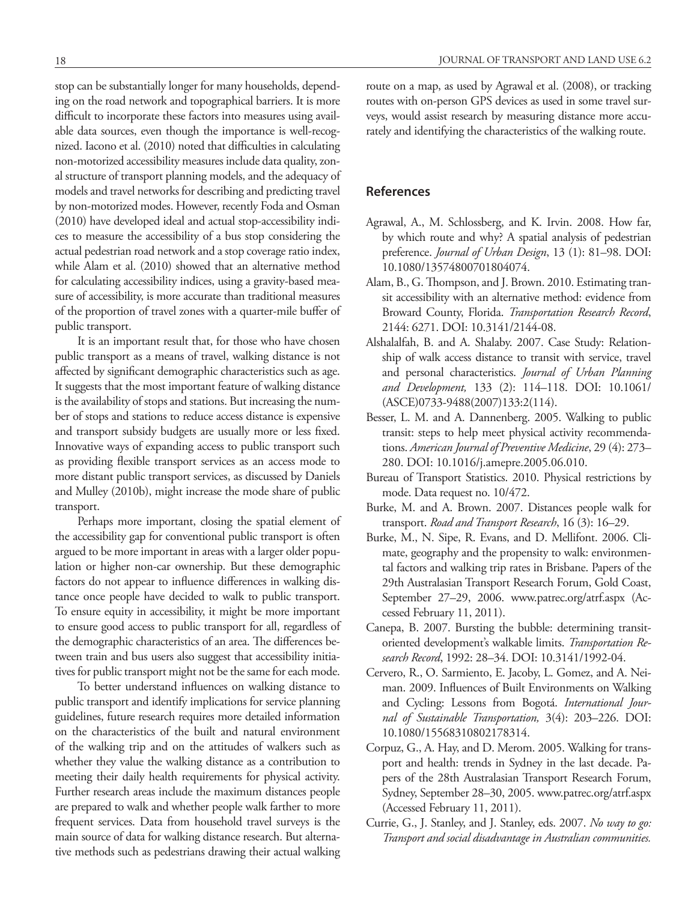stop can be substantially longer for many households, depending on the road network and topographical barriers. It is more difficult to incorporate these factors into measures using available data sources, even though the importance is well-recognized. Iacono et al. (2010) noted that difficulties in calculating non-motorized accessibility measures include data quality, zonal structure of transport planning models, and the adequacy of models and travel networks for describing and predicting travel by non-motorized modes. However, recently Foda and Osman (2010) have developed ideal and actual stop-accessibility indices to measure the accessibility of a bus stop considering the actual pedestrian road network and a stop coverage ratio index, while Alam et al. (2010) showed that an alternative method for calculating accessibility indices, using a gravity-based measure of accessibility, is more accurate than traditional measures of the proportion of travel zones with a quarter-mile buffer of public transport.

It is an important result that, for those who have chosen public transport as a means of travel, walking distance is not affected by significant demographic characteristics such as age. It suggests that the most important feature of walking distance is the availability of stops and stations. But increasing the number of stops and stations to reduce access distance is expensive and transport subsidy budgets are usually more or less fixed. Innovative ways of expanding access to public transport such as providing flexible transport services as an access mode to more distant public transport services, as discussed by Daniels and Mulley (2010b), might increase the mode share of public transport.

Perhaps more important, closing the spatial element of the accessibility gap for conventional public transport is often argued to be more important in areas with a larger older population or higher non-car ownership. But these demographic factors do not appear to influence differences in walking distance once people have decided to walk to public transport. To ensure equity in accessibility, it might be more important to ensure good access to public transport for all, regardless of the demographic characteristics of an area. The differences between train and bus users also suggest that accessibility initiatives for public transport might not be the same for each mode.

To better understand influences on walking distance to public transport and identify implications for service planning guidelines, future research requires more detailed information on the characteristics of the built and natural environment of the walking trip and on the attitudes of walkers such as whether they value the walking distance as a contribution to meeting their daily health requirements for physical activity. Further research areas include the maximum distances people are prepared to walk and whether people walk farther to more frequent services. Data from household travel surveys is the main source of data for walking distance research. But alternative methods such as pedestrians drawing their actual walking route on a map, as used by Agrawal et al. (2008), or tracking routes with on-person GPS devices as used in some travel surveys, would assist research by measuring distance more accurately and identifying the characteristics of the walking route.

## References

Agrawal, A., M. Schlossberg, and K. Irvin. 2008. How far, by which route and why? A spatial analysis of pedestrian preference. *Journal of Urban Design*, 13 (1): 81–98. DOI: 10.1080/13574800701804074.

Alam, B., G. Thompson, and J. Brown. 2010. Estimating transit accessibility with an alternative method: evidence from Broward County, Florida. *Transportation Research Record*, 2144: 6271. DOI: 10.3141/2144-08.

Alshalalfah, B. and A. Shalaby. 2007. Case Study: Relationship of walk access distance to transit with service, travel and personal characteristics. *Journal of Urban Planning and Development,* 133 (2): 114–118. DOI: 10.1061/(ASCE)0733-9488(2007)133:2(114).

Besser, L. M. and A. Dannenberg. 2005. Walking to public transit: steps to help meet physical activity recommendations. *American Journal of Preventive Medicine*, 29 (4): 273–280. DOI: 10.1016/j.amepre.2005.06.010.

Bureau of Transport Statistics. 2010. Physical restrictions by mode. Data request no. 10/472.

Burke, M. and A. Brown. 2007. Distances people walk for transport. *Road and Transport Research*, 16 (3): 16–29.

Burke, M., N. Sipe, R. Evans, and D. Mellifont. 2006. Climate, geography and the propensity to walk: environmental factors and walking trip rates in Brisbane. Papers of the 29th Australasian Transport Research Forum, Gold Coast, September 27–29, 2006. www.patrec.org/atrf.aspx (Accessed February 11, 2011).

Canepa, B. 2007. Bursting the bubble: determining transit-oriented development's walkable limits. *Transportation Research Record*, 1992: 28–34. DOI: 10.3141/1992-04.

Cervero, R., O. Sarmiento, E. Jacoby, L. Gomez, and A. Neiman. 2009. Influences of Built Environments on Walking and Cycling: Lessons from Bogotá. *International Journal of Sustainable Transportation,* 3(4): 203–226. DOI: 10.1080/15568310802178314.

Corpuz, G., A. Hay, and D. Merom. 2005. Walking for transport and health: trends in Sydney in the last decade. Papers of the 28th Australasian Transport Research Forum, Sydney, September 28–30, 2005. www.patrec.org/atrf.aspx (Accessed February 11, 2011).

Currie, G., J. Stanley, and J. Stanley, eds. 2007. *No way to go: Transport and social disadvantage in Australian communities.*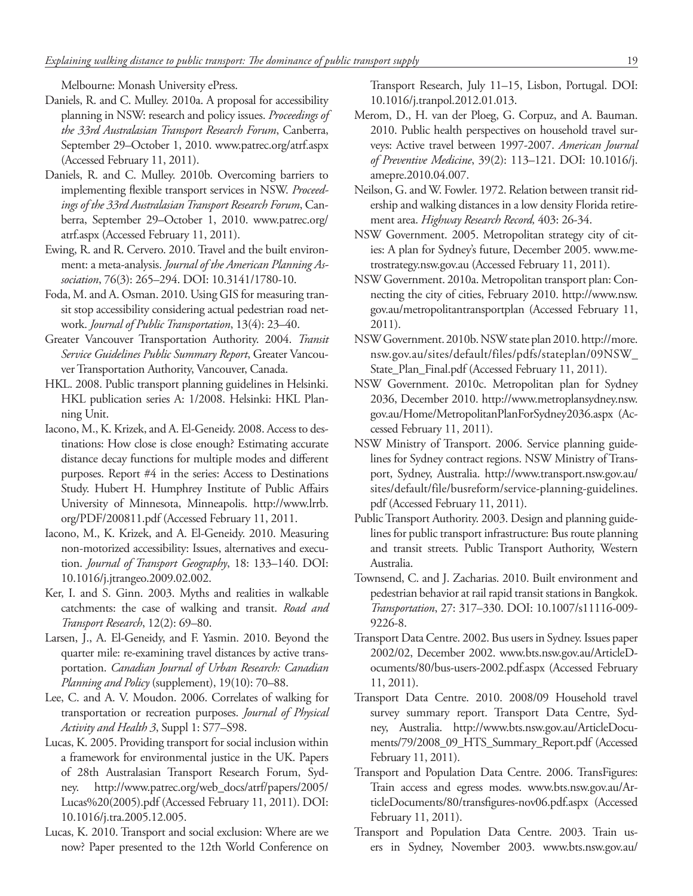Melbourne: Monash University ePress.

Daniels, R. and C. Mulley. 2010a. A proposal for accessibility planning in NSW: research and policy issues. *Proceedings of the 33rd Australasian Transport Research Forum*, Canberra, September 29–October 1, 2010. www.patrec.org/atrf.aspx (Accessed February 11, 2011).

Daniels, R. and C. Mulley. 2010b. Overcoming barriers to implementing flexible transport services in NSW. *Proceedings of the 33rd Australasian Transport Research Forum*, Canberra, September 29–October 1, 2010. www.patrec.org/atrf.aspx (Accessed February 11, 2011).

Ewing, R. and R. Cervero. 2010. Travel and the built environment: a meta-analysis. *Journal of the American Planning Association*, 76(3): 265–294. DOI: 10.3141/1780-10.

Foda, M. and A. Osman. 2010. Using GIS for measuring transit stop accessibility considering actual pedestrian road network. *Journal of Public Transportation*, 13(4): 23–40.

Greater Vancouver Transportation Authority. 2004. *Transit Service Guidelines Public Summary Report*, Greater Vancouver Transportation Authority, Vancouver, Canada.

HKL. 2008. Public transport planning guidelines in Helsinki. HKL publication series A: 1/2008. Helsinki: HKL Planning Unit.

Iacono, M., K. Krizek, and A. El-Geneidy. 2008. Access to destinations: How close is close enough? Estimating accurate distance decay functions for multiple modes and different purposes. Report #4 in the series: Access to Destinations Study. Hubert H. Humphrey Institute of Public Affairs University of Minnesota, Minneapolis. http://www.lrrb.org/PDF/200811.pdf (Accessed February 11, 2011.

Iacono, M., K. Krizek, and A. El-Geneidy. 2010. Measuring non-motorized accessibility: Issues, alternatives and execution. *Journal of Transport Geography*, 18: 133–140. DOI: 10.1016/j.jtrangeo.2009.02.002.

Ker, I. and S. Ginn. 2003. Myths and realities in walkable catchments: the case of walking and transit. *Road and Transport Research*, 12(2): 69–80.

Larsen, J., A. El-Geneidy, and F. Yasmin. 2010. Beyond the quarter mile: re-examining travel distances by active transportation. *Canadian Journal of Urban Research: Canadian Planning and Policy* (supplement), 19(10): 70–88.

Lee, C. and A. V. Moudon. 2006. Correlates of walking for transportation or recreation purposes. *Journal of Physical Activity and Health 3*, Suppl 1: S77–S98.

Lucas, K. 2005. Providing transport for social inclusion within a framework for environmental justice in the UK. Papers of 28th Australasian Transport Research Forum, Sydney. http://www.patrec.org/web_docs/atrf/papers/2005/Lucas%20(2005).pdf (Accessed February 11, 2011). DOI: 10.1016/j.tra.2005.12.005.

Lucas, K. 2010. Transport and social exclusion: Where are we now? Paper presented to the 12th World Conference on Transport Research, July 11–15, Lisbon, Portugal. DOI: 10.1016/j.tranpol.2012.01.013.

Merom, D., H. van der Ploeg, G. Corpuz, and A. Bauman. 2010. Public health perspectives on household travel surveys: Active travel between 1997-2007. *American Journal of Preventive Medicine*, 39(2): 113–121. DOI: 10.1016/j.amepre.2010.04.007.

Neilson, G. and W. Fowler. 1972. Relation between transit ridership and walking distances in a low density Florida retirement area. *Highway Research Record,* 403: 26-34.

NSW Government. 2005. Metropolitan strategy city of cities: A plan for Sydney's future, December 2005. www.metrostrategy.nsw.gov.au (Accessed February 11, 2011).

NSW Government. 2010a. Metropolitan transport plan: Connecting the city of cities, February 2010. http://www.nsw.gov.au/metropolitantransportplan (Accessed February 11, 2011).

NSW Government. 2010b. NSW state plan 2010. http://more.nsw.gov.au/sites/default/files/pdfs/stateplan/09NSW_State_Plan_Final.pdf (Accessed February 11, 2011).

NSW Government. 2010c. Metropolitan plan for Sydney 2036, December 2010. http://www.metroplansydney.nsw.gov.au/Home/MetropolitanPlanForSydney2036.aspx (Accessed February 11, 2011).

NSW Ministry of Transport. 2006. Service planning guidelines for Sydney contract regions. NSW Ministry of Transport, Sydney, Australia. http://www.transport.nsw.gov.au/sites/default/file/busreform/service-planning-guidelines.pdf (Accessed February 11, 2011).

Public Transport Authority. 2003. Design and planning guidelines for public transport infrastructure: Bus route planning and transit streets. Public Transport Authority, Western Australia.

Townsend, C. and J. Zacharias. 2010. Built environment and pedestrian behavior at rail rapid transit stations in Bangkok. *Transportation*, 27: 317–330. DOI: 10.1007/s11116-009-9226-8.

Transport Data Centre. 2002. Bus users in Sydney. Issues paper 2002/02, December 2002. www.bts.nsw.gov.au/ArticleDocuments/80/bus-users-2002.pdf.aspx (Accessed February 11, 2011).

Transport Data Centre. 2010. 2008/09 Household travel survey summary report. Transport Data Centre, Sydney, Australia. http://www.bts.nsw.gov.au/ArticleDocuments/79/2008_09_HTS_Summary_Report.pdf (Accessed February 11, 2011).

Transport and Population Data Centre. 2006. TransFigures: Train access and egress modes. www.bts.nsw.gov.au/ArticleDocuments/80/transfigures-nov06.pdf.aspx (Accessed February 11, 2011).

Transport and Population Data Centre. 2003. Train users in Sydney, November 2003. www.bts.nsw.gov.au/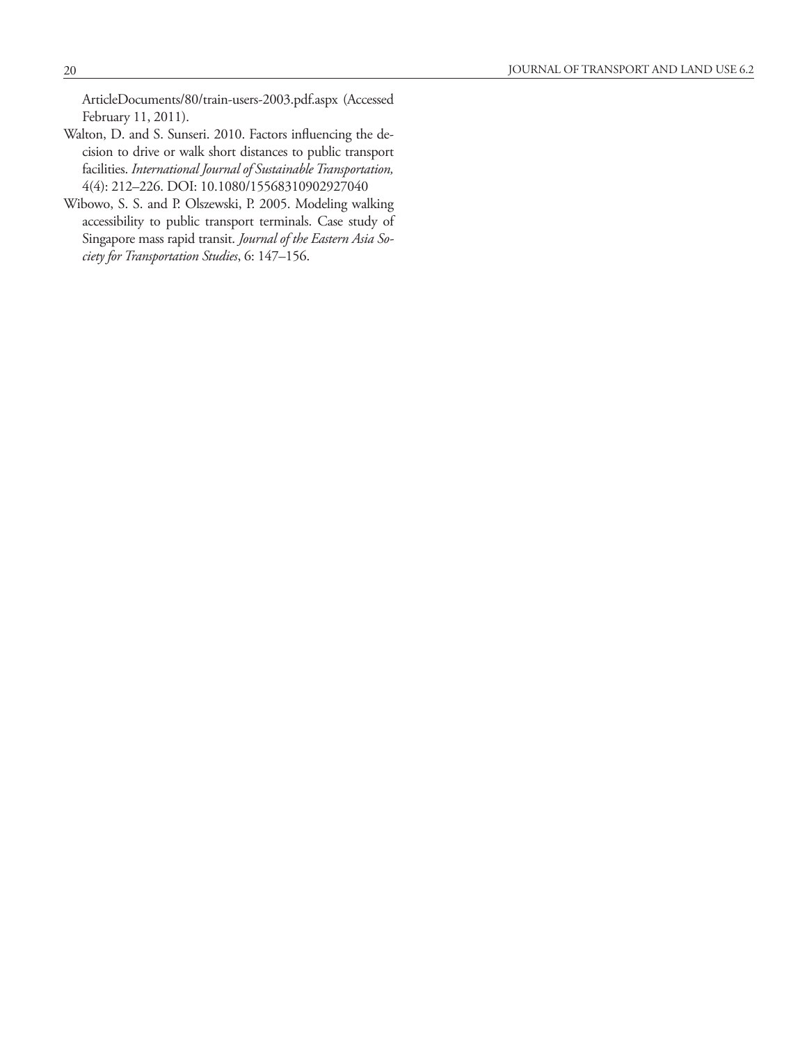ArticleDocuments/80/train-users-2003.pdf.aspx (Accessed February 11, 2011).

Walton, D. and S. Sunseri. 2010. Factors influencing the decision to drive or walk short distances to public transport facilities. *International Journal of Sustainable Transportation,* 4(4): 212–226. DOI: 10.1080/15568310902927040

Wibowo, S. S. and P. Olszewski, P. 2005. Modeling walking accessibility to public transport terminals. Case study of Singapore mass rapid transit. *Journal of the Eastern Asia Society for Transportation Studies*, 6: 147–156.